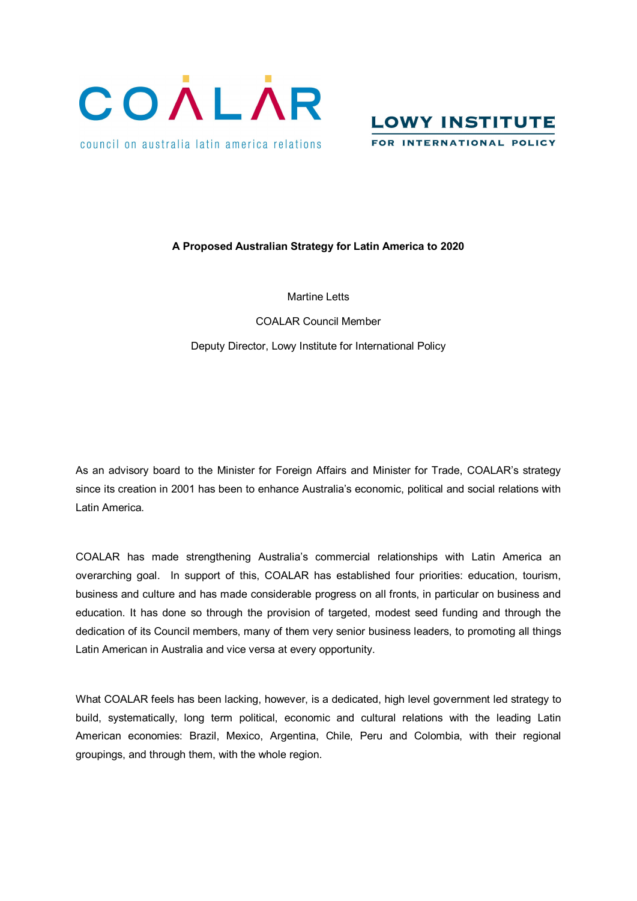COALAR

council on australia latin america relations

LOWY INSTITUTE

FOR INTERNATIONAL POLICY

**A Proposed Australian Strategy for Latin America to 2020**

Martine Letts

COALAR Council Member

Deputy Director, Lowy Institute for International Policy

As an advisory board to the Minister for Foreign Affairs and Minister for Trade, COALAR's strategy since its creation in 2001 has been to enhance Australia's economic, political and social relations with Latin America.

COALAR has made strengthening Australia's commercial relationships with Latin America an overarching goal. In support of this, COALAR has established four priorities: education, tourism, business and culture and has made considerable progress on all fronts, in particular on business and education. It has done so through the provision of targeted, modest seed funding and through the dedication of its Council members, many of them very senior business leaders, to promoting all things Latin American in Australia and vice versa at every opportunity.

What COALAR feels has been lacking, however, is a dedicated, high level government led strategy to build, systematically, long term political, economic and cultural relations with the leading Latin American economies: Brazil, Mexico, Argentina, Chile, Peru and Colombia, with their regional groupings, and through them, with the whole region.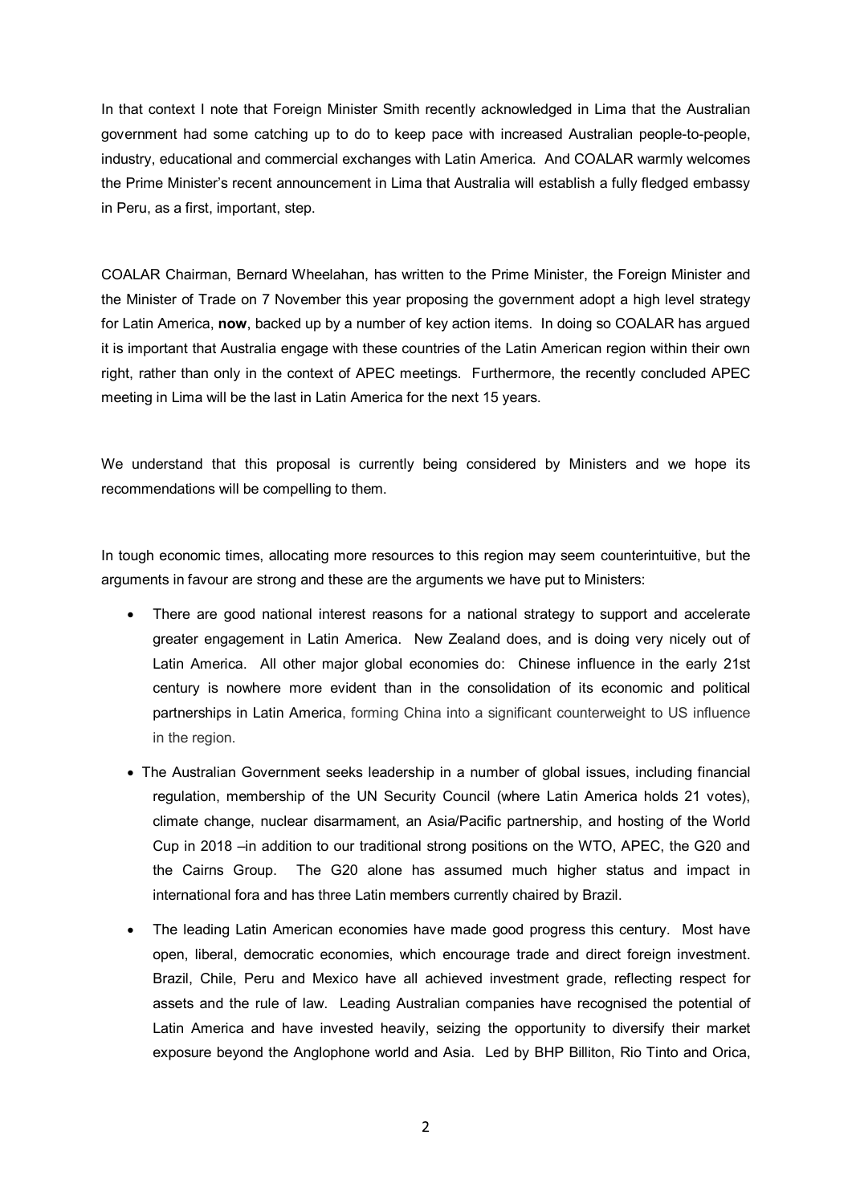In that context I note that Foreign Minister Smith recently acknowledged in Lima that the Australian government had some catching up to do to keep pace with increased Australian people-to-people, industry, educational and commercial exchanges with Latin America. And COALAR warmly welcomes the Prime Minister's recent announcement in Lima that Australia will establish a fully fledged embassy in Peru, as a first, important, step.

COALAR Chairman, Bernard Wheelahan, has written to the Prime Minister, the Foreign Minister and the Minister of Trade on 7 November this year proposing the government adopt a high level strategy for Latin America, **now**, backed up by a number of key action items. In doing so COALAR has argued it is important that Australia engage with these countries of the Latin American region within their own right, rather than only in the context of APEC meetings. Furthermore, the recently concluded APEC meeting in Lima will be the last in Latin America for the next 15 years.

We understand that this proposal is currently being considered by Ministers and we hope its recommendations will be compelling to them.

In tough economic times, allocating more resources to this region may seem counterintuitive, but the arguments in favour are strong and these are the arguments we have put to Ministers:

- There are good national interest reasons for a national strategy to support and accelerate greater engagement in Latin America. New Zealand does, and is doing very nicely out of Latin America. All other major global economies do: Chinese influence in the early 21st century is nowhere more evident than in the consolidation of its economic and political partnerships in Latin America, forming China into a significant counterweight to US influence in the region.
- The Australian Government seeks leadership in a number of global issues, including financial regulation, membership of the UN Security Council (where Latin America holds 21 votes), climate change, nuclear disarmament, an Asia/Pacific partnership, and hosting of the World Cup in 2018 –in addition to our traditional strong positions on the WTO, APEC, the G20 and the Cairns Group. The G20 alone has assumed much higher status and impact in international fora and has three Latin members currently chaired by Brazil.
- The leading Latin American economies have made good progress this century. Most have open, liberal, democratic economies, which encourage trade and direct foreign investment. Brazil, Chile, Peru and Mexico have all achieved investment grade, reflecting respect for assets and the rule of law. Leading Australian companies have recognised the potential of Latin America and have invested heavily, seizing the opportunity to diversify their market exposure beyond the Anglophone world and Asia. Led by BHP Billiton, Rio Tinto and Orica,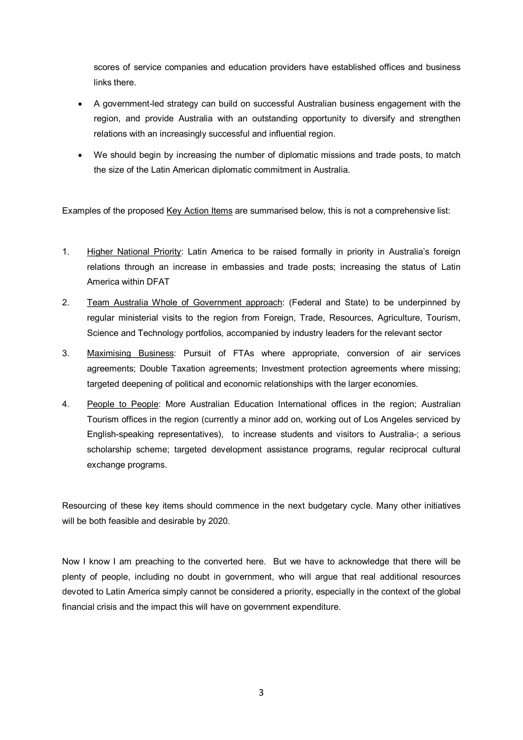scores of service companies and education providers have established offices and business links there.

- A government-led strategy can build on successful Australian business engagement with the region, and provide Australia with an outstanding opportunity to diversify and strengthen relations with an increasingly successful and influential region.
- We should begin by increasing the number of diplomatic missions and trade posts, to match the size of the Latin American diplomatic commitment in Australia.

Examples of the proposed Key Action Items are summarised below, this is not a comprehensive list:

1. Higher National Priority: Latin America to be raised formally in priority in Australia's foreign relations through an increase in embassies and trade posts; increasing the status of Latin America within DFAT
2. Team Australia Whole of Government approach: (Federal and State) to be underpinned by regular ministerial visits to the region from Foreign, Trade, Resources, Agriculture, Tourism, Science and Technology portfolios, accompanied by industry leaders for the relevant sector
3. Maximising Business: Pursuit of FTAs where appropriate, conversion of air services agreements; Double Taxation agreements; Investment protection agreements where missing; targeted deepening of political and economic relationships with the larger economies.
4. People to People: More Australian Education International offices in the region; Australian Tourism offices in the region (currently a minor add on, working out of Los Angeles serviced by English-speaking representatives), to increase students and visitors to Australia-; a serious scholarship scheme; targeted development assistance programs, regular reciprocal cultural exchange programs.

Resourcing of these key items should commence in the next budgetary cycle. Many other initiatives will be both feasible and desirable by 2020.

Now I know I am preaching to the converted here. But we have to acknowledge that there will be plenty of people, including no doubt in government, who will argue that real additional resources devoted to Latin America simply cannot be considered a priority, especially in the context of the global financial crisis and the impact this will have on government expenditure.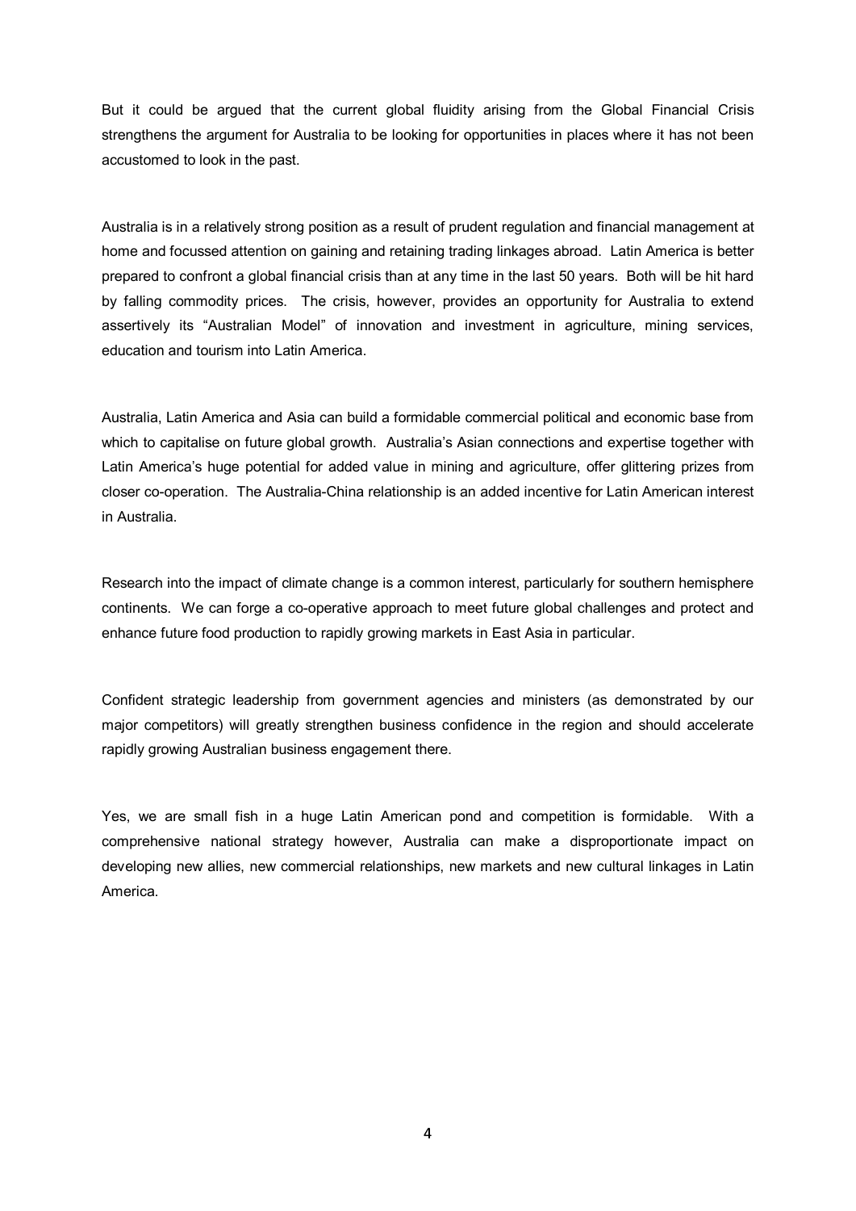But it could be argued that the current global fluidity arising from the Global Financial Crisis strengthens the argument for Australia to be looking for opportunities in places where it has not been accustomed to look in the past.

Australia is in a relatively strong position as a result of prudent regulation and financial management at home and focussed attention on gaining and retaining trading linkages abroad. Latin America is better prepared to confront a global financial crisis than at any time in the last 50 years. Both will be hit hard by falling commodity prices. The crisis, however, provides an opportunity for Australia to extend assertively its "Australian Model" of innovation and investment in agriculture, mining services, education and tourism into Latin America.

Australia, Latin America and Asia can build a formidable commercial political and economic base from which to capitalise on future global growth. Australia's Asian connections and expertise together with Latin America's huge potential for added value in mining and agriculture, offer glittering prizes from closer co-operation. The Australia-China relationship is an added incentive for Latin American interest in Australia.

Research into the impact of climate change is a common interest, particularly for southern hemisphere continents. We can forge a co-operative approach to meet future global challenges and protect and enhance future food production to rapidly growing markets in East Asia in particular.

Confident strategic leadership from government agencies and ministers (as demonstrated by our major competitors) will greatly strengthen business confidence in the region and should accelerate rapidly growing Australian business engagement there.

Yes, we are small fish in a huge Latin American pond and competition is formidable. With a comprehensive national strategy however, Australia can make a disproportionate impact on developing new allies, new commercial relationships, new markets and new cultural linkages in Latin America.